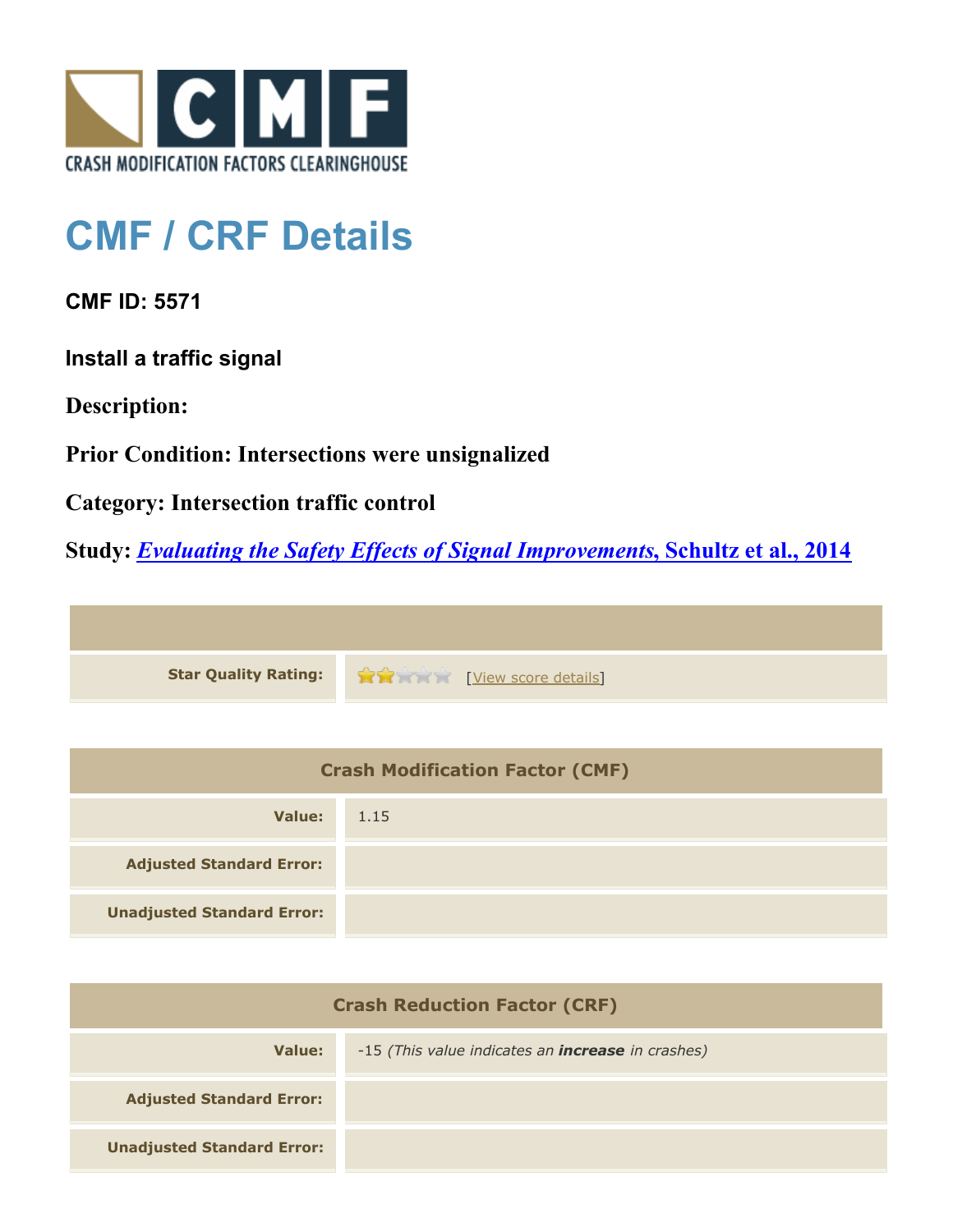CRASH MODIFICATION FACTORS CLEARINGHOUSE

# CMF / CRF Details

**CMF ID: 5571**

**Install a traffic signal**

**Description:**

**Prior Condition: Intersections were unsignalized**

**Category: Intersection traffic control**

**Study: *Evaluating the Safety Effects of Signal Improvements*, Schultz et al., 2014**

| | |
|---|---|
| **Star Quality Rating:** | ★★☆☆☆ [View score details] |

| Crash Modification Factor (CMF) | |
|---|---|
| **Value:** | 1.15 |
| **Adjusted Standard Error:** | |
| **Unadjusted Standard Error:** | |

| Crash Reduction Factor (CRF) | |
|---|---|
| **Value:** | -15 *(This value indicates an **increase** in crashes)* |
| **Adjusted Standard Error:** | |
| **Unadjusted Standard Error:** | |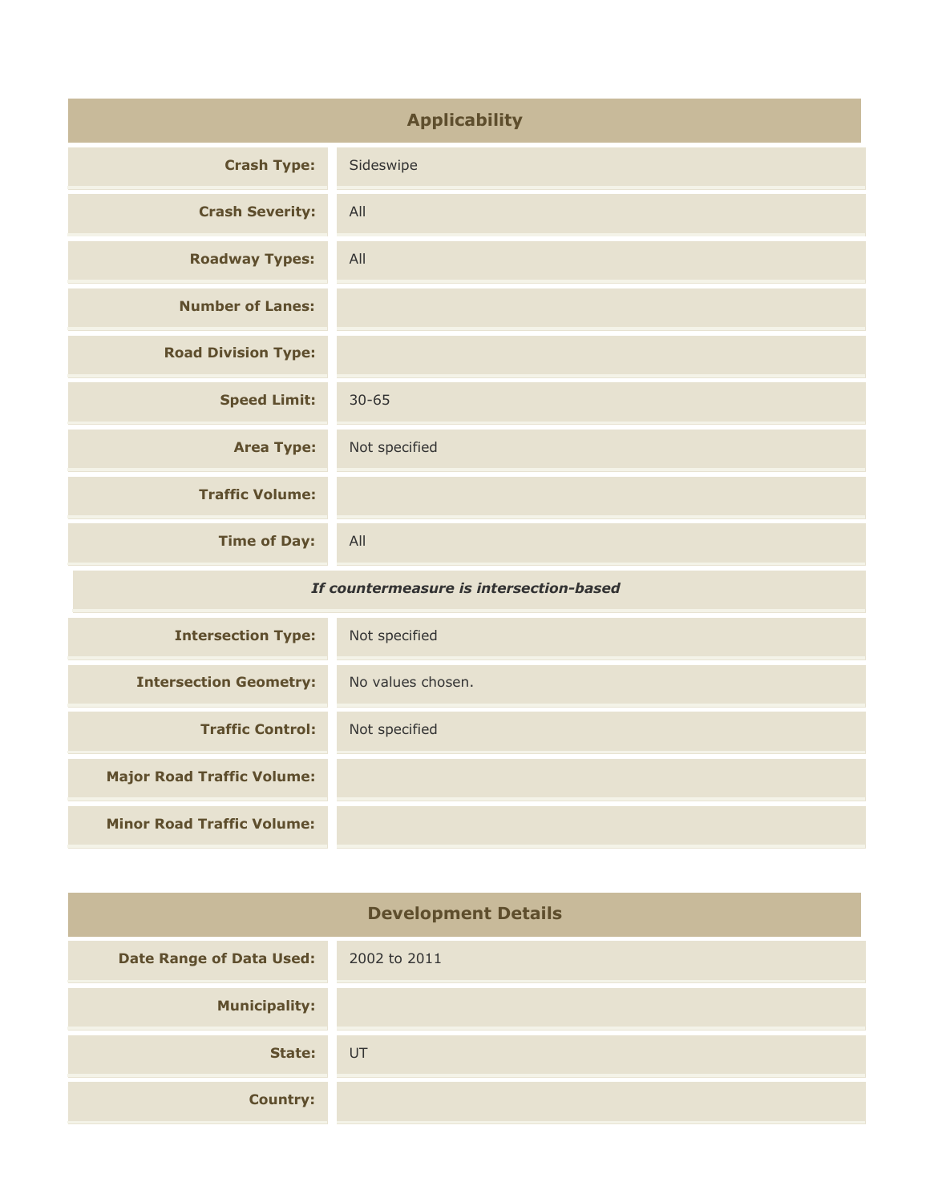## Applicability

| | |
|---|---|
| **Crash Type:** | Sideswipe |
| **Crash Severity:** | All |
| **Roadway Types:** | All |
| **Number of Lanes:** | |
| **Road Division Type:** | |
| **Speed Limit:** | 30-65 |
| **Area Type:** | Not specified |
| **Traffic Volume:** | |
| **Time of Day:** | All |
| ***If countermeasure is intersection-based*** | |
| **Intersection Type:** | Not specified |
| **Intersection Geometry:** | No values chosen. |
| **Traffic Control:** | Not specified |
| **Major Road Traffic Volume:** | |
| **Minor Road Traffic Volume:** | |

## Development Details

| | |
|---|---|
| **Date Range of Data Used:** | 2002 to 2011 |
| **Municipality:** | |
| **State:** | UT |
| **Country:** | |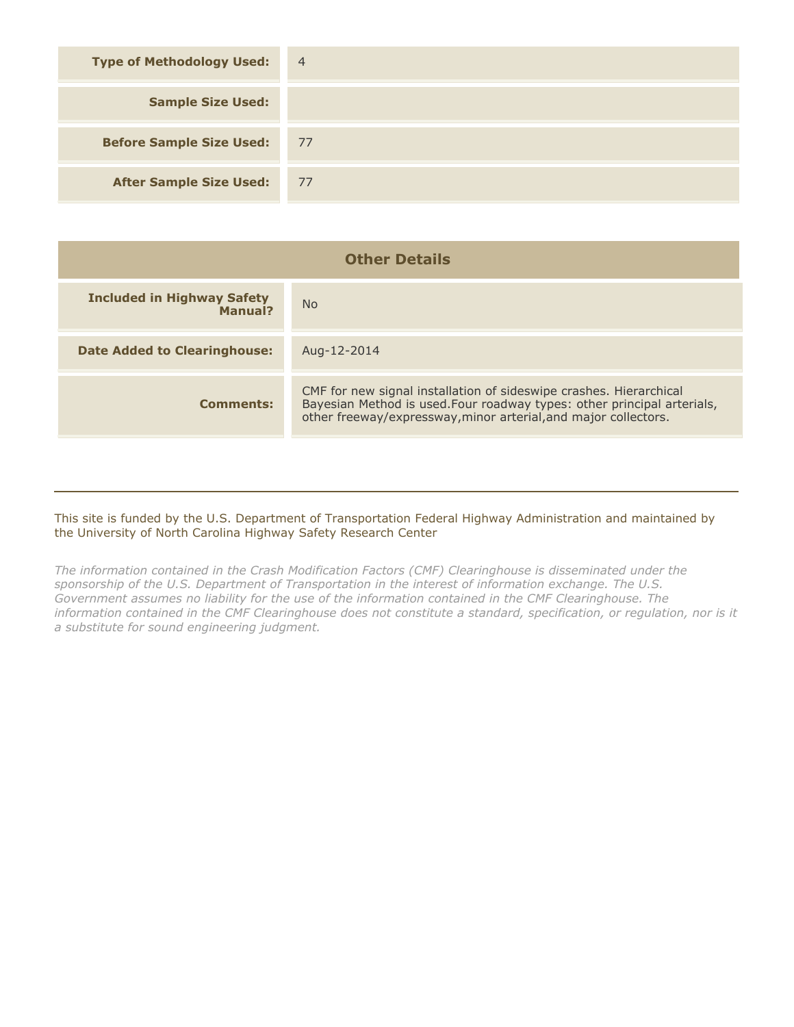| | |
|---|---|
| **Type of Methodology Used:** | 4 |
| **Sample Size Used:** | |
| **Before Sample Size Used:** | 77 |
| **After Sample Size Used:** | 77 |

## Other Details

| | |
|---|---|
| **Included in Highway Safety Manual?** | No |
| **Date Added to Clearinghouse:** | Aug-12-2014 |
| **Comments:** | CMF for new signal installation of sideswipe crashes. Hierarchical Bayesian Method is used.Four roadway types: other principal arterials, other freeway/expressway,minor arterial,and major collectors. |

---

This site is funded by the U.S. Department of Transportation Federal Highway Administration and maintained by the University of North Carolina Highway Safety Research Center

*The information contained in the Crash Modification Factors (CMF) Clearinghouse is disseminated under the sponsorship of the U.S. Department of Transportation in the interest of information exchange. The U.S. Government assumes no liability for the use of the information contained in the CMF Clearinghouse. The information contained in the CMF Clearinghouse does not constitute a standard, specification, or regulation, nor is it a substitute for sound engineering judgment.*